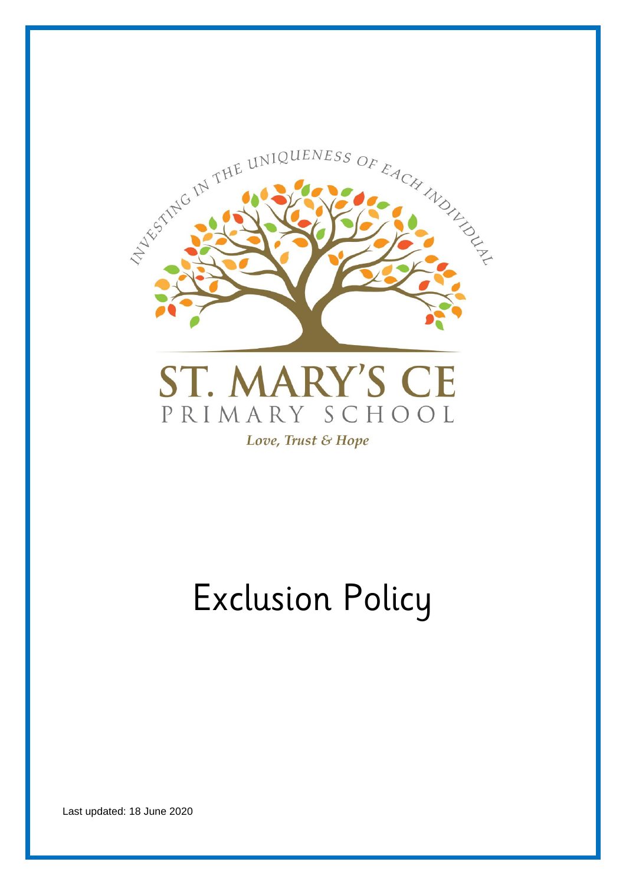INVESTING IN THE UNIQUENESS OF EACH INDIVIDUAL

ST. MARY'S CE

PRIMARY SCHOOL

*Love, Trust & Hope*

# Exclusion Policy

Last updated: 18 June 2020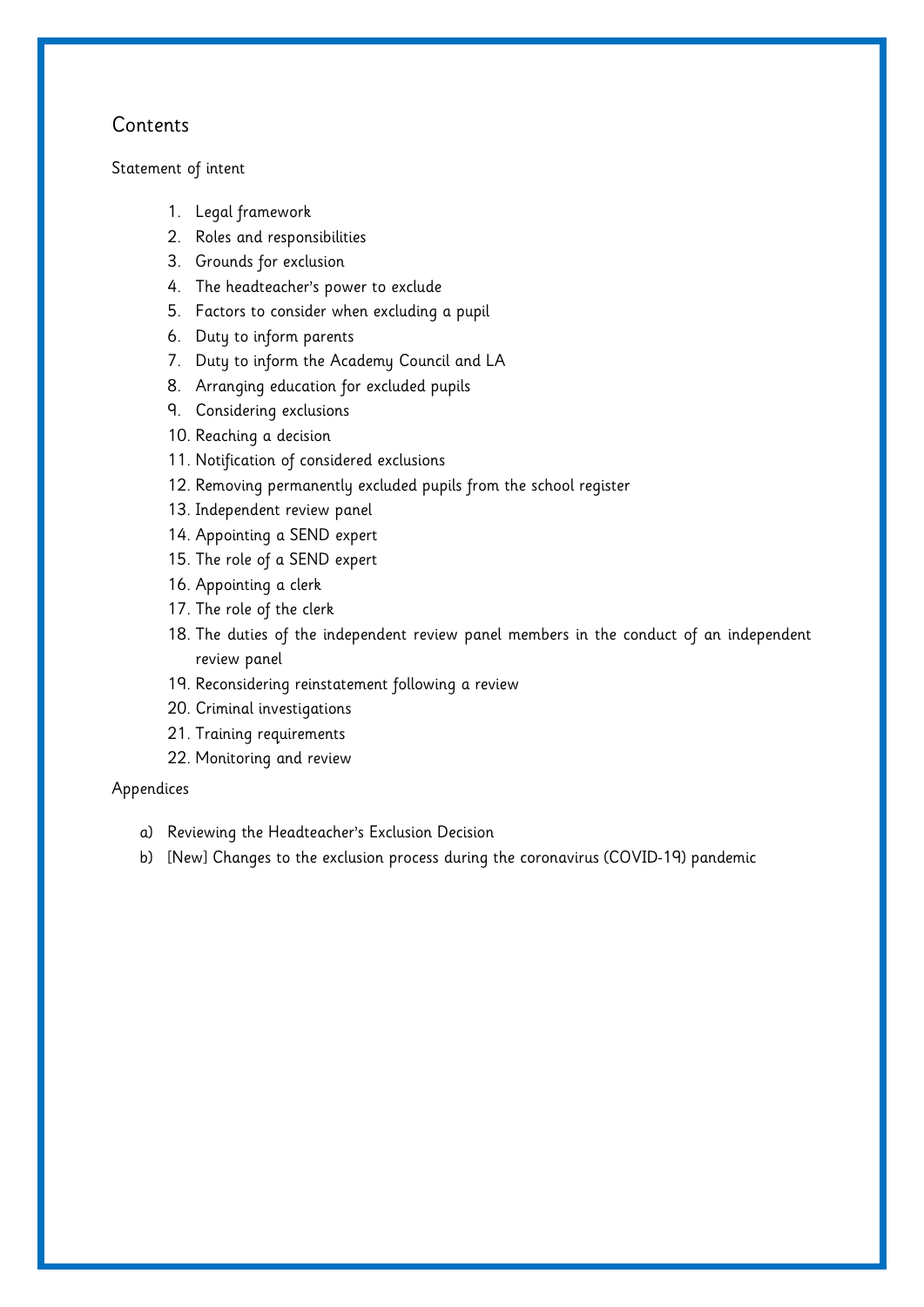## Contents

Statement of intent

1. Legal framework
2. Roles and responsibilities
3. Grounds for exclusion
4. The headteacher's power to exclude
5. Factors to consider when excluding a pupil
6. Duty to inform parents
7. Duty to inform the Academy Council and LA
8. Arranging education for excluded pupils
9. Considering exclusions
10. Reaching a decision
11. Notification of considered exclusions
12. Removing permanently excluded pupils from the school register
13. Independent review panel
14. Appointing a SEND expert
15. The role of a SEND expert
16. Appointing a clerk
17. The role of the clerk
18. The duties of the independent review panel members in the conduct of an independent review panel
19. Reconsidering reinstatement following a review
20. Criminal investigations
21. Training requirements
22. Monitoring and review

Appendices

a) Reviewing the Headteacher's Exclusion Decision
b) [New] Changes to the exclusion process during the coronavirus (COVID-19) pandemic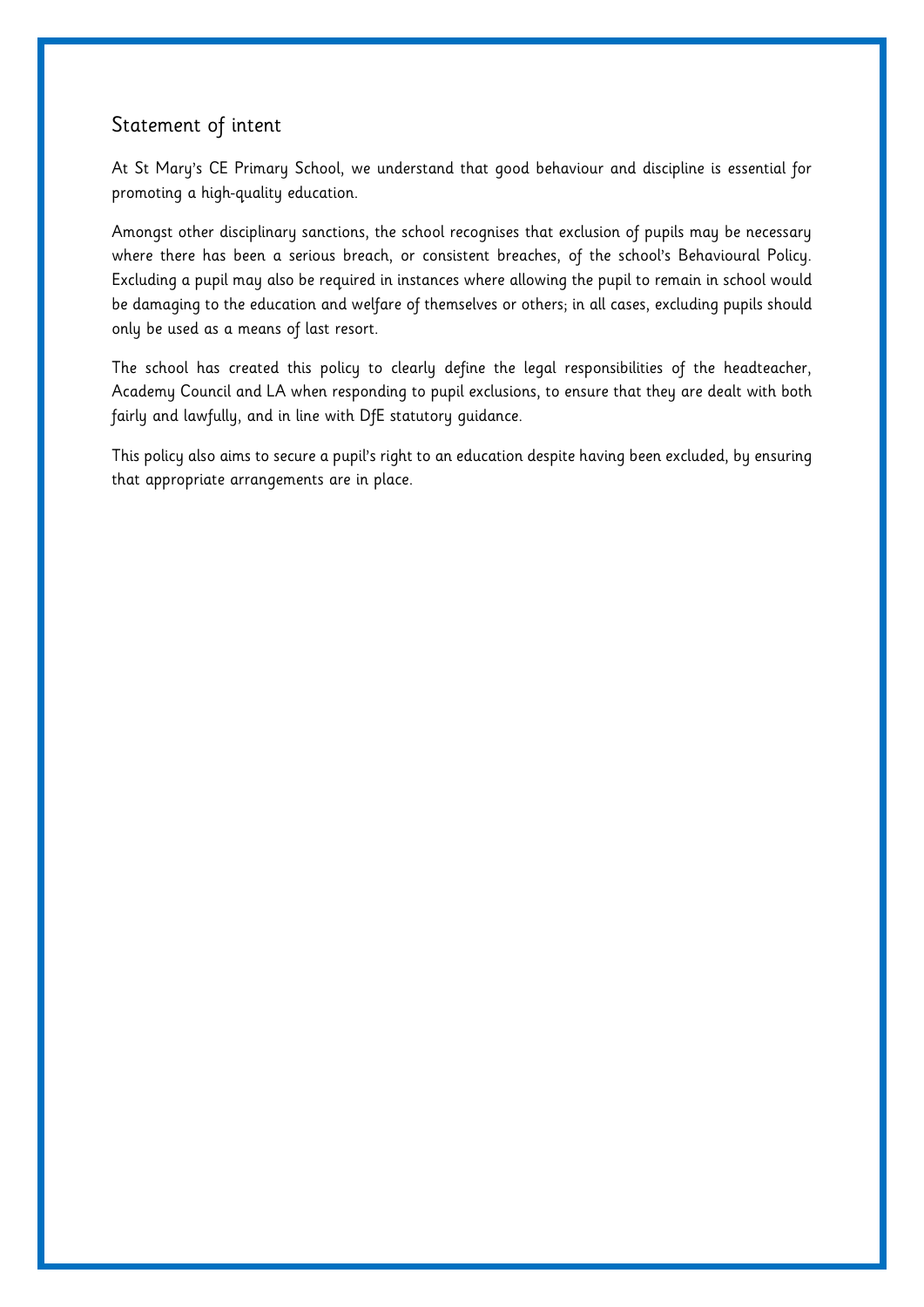## Statement of intent

At St Mary's CE Primary School, we understand that good behaviour and discipline is essential for promoting a high-quality education.

Amongst other disciplinary sanctions, the school recognises that exclusion of pupils may be necessary where there has been a serious breach, or consistent breaches, of the school's Behavioural Policy. Excluding a pupil may also be required in instances where allowing the pupil to remain in school would be damaging to the education and welfare of themselves or others; in all cases, excluding pupils should only be used as a means of last resort.

The school has created this policy to clearly define the legal responsibilities of the headteacher, Academy Council and LA when responding to pupil exclusions, to ensure that they are dealt with both fairly and lawfully, and in line with DfE statutory guidance.

This policy also aims to secure a pupil's right to an education despite having been excluded, by ensuring that appropriate arrangements are in place.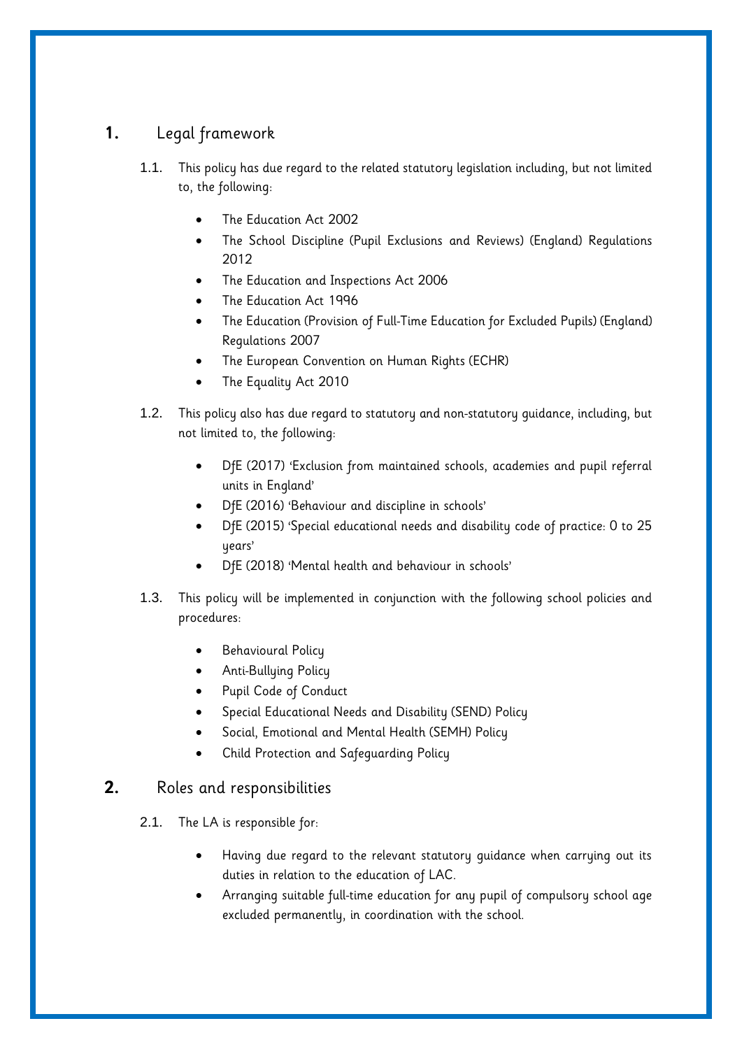## 1. Legal framework

1.1. This policy has due regard to the related statutory legislation including, but not limited to, the following:

- The Education Act 2002
- The School Discipline (Pupil Exclusions and Reviews) (England) Regulations 2012
- The Education and Inspections Act 2006
- The Education Act 1996
- The Education (Provision of Full-Time Education for Excluded Pupils) (England) Regulations 2007
- The European Convention on Human Rights (ECHR)
- The Equality Act 2010

1.2. This policy also has due regard to statutory and non-statutory guidance, including, but not limited to, the following:

- DfE (2017) 'Exclusion from maintained schools, academies and pupil referral units in England'
- DfE (2016) 'Behaviour and discipline in schools'
- DfE (2015) 'Special educational needs and disability code of practice: 0 to 25 years'
- DfE (2018) 'Mental health and behaviour in schools'

1.3. This policy will be implemented in conjunction with the following school policies and procedures:

- Behavioural Policy
- Anti-Bullying Policy
- Pupil Code of Conduct
- Special Educational Needs and Disability (SEND) Policy
- Social, Emotional and Mental Health (SEMH) Policy
- Child Protection and Safeguarding Policy

## 2. Roles and responsibilities

2.1. The LA is responsible for:

- Having due regard to the relevant statutory guidance when carrying out its duties in relation to the education of LAC.
- Arranging suitable full-time education for any pupil of compulsory school age excluded permanently, in coordination with the school.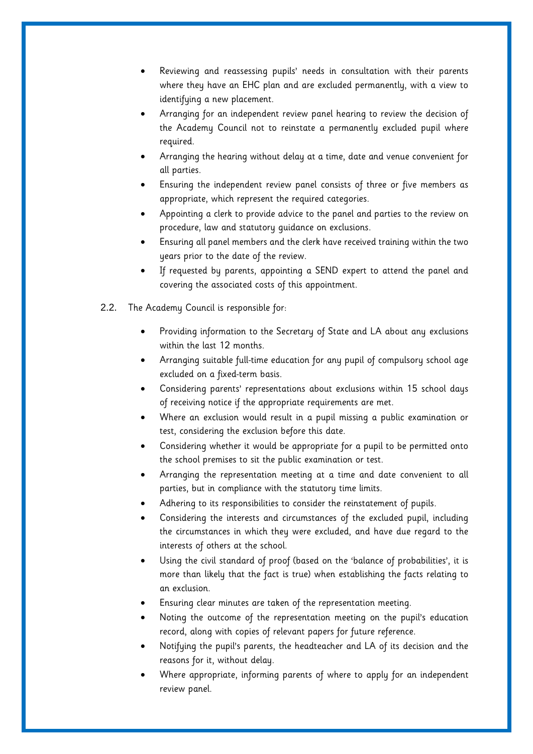- Reviewing and reassessing pupils' needs in consultation with their parents where they have an EHC plan and are excluded permanently, with a view to identifying a new placement.
- Arranging for an independent review panel hearing to review the decision of the Academy Council not to reinstate a permanently excluded pupil where required.
- Arranging the hearing without delay at a time, date and venue convenient for all parties.
- Ensuring the independent review panel consists of three or five members as appropriate, which represent the required categories.
- Appointing a clerk to provide advice to the panel and parties to the review on procedure, law and statutory guidance on exclusions.
- Ensuring all panel members and the clerk have received training within the two years prior to the date of the review.
- If requested by parents, appointing a SEND expert to attend the panel and covering the associated costs of this appointment.

2.2. The Academy Council is responsible for:

- Providing information to the Secretary of State and LA about any exclusions within the last 12 months.
- Arranging suitable full-time education for any pupil of compulsory school age excluded on a fixed-term basis.
- Considering parents' representations about exclusions within 15 school days of receiving notice if the appropriate requirements are met.
- Where an exclusion would result in a pupil missing a public examination or test, considering the exclusion before this date.
- Considering whether it would be appropriate for a pupil to be permitted onto the school premises to sit the public examination or test.
- Arranging the representation meeting at a time and date convenient to all parties, but in compliance with the statutory time limits.
- Adhering to its responsibilities to consider the reinstatement of pupils.
- Considering the interests and circumstances of the excluded pupil, including the circumstances in which they were excluded, and have due regard to the interests of others at the school.
- Using the civil standard of proof (based on the 'balance of probabilities', it is more than likely that the fact is true) when establishing the facts relating to an exclusion.
- Ensuring clear minutes are taken of the representation meeting.
- Noting the outcome of the representation meeting on the pupil's education record, along with copies of relevant papers for future reference.
- Notifying the pupil's parents, the headteacher and LA of its decision and the reasons for it, without delay.
- Where appropriate, informing parents of where to apply for an independent review panel.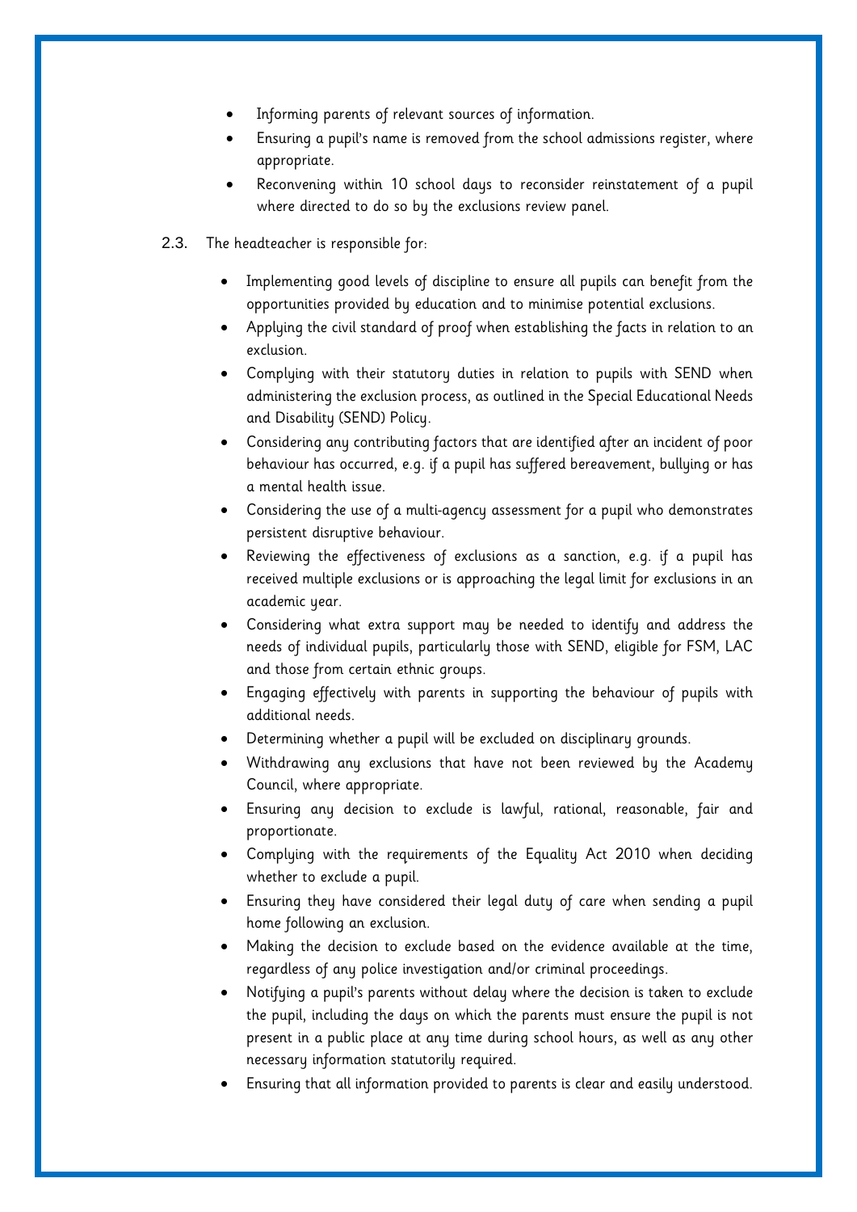- Informing parents of relevant sources of information.
- Ensuring a pupil's name is removed from the school admissions register, where appropriate.
- Reconvening within 10 school days to reconsider reinstatement of a pupil where directed to do so by the exclusions review panel.

2.3. The headteacher is responsible for:

- Implementing good levels of discipline to ensure all pupils can benefit from the opportunities provided by education and to minimise potential exclusions.
- Applying the civil standard of proof when establishing the facts in relation to an exclusion.
- Complying with their statutory duties in relation to pupils with SEND when administering the exclusion process, as outlined in the Special Educational Needs and Disability (SEND) Policy.
- Considering any contributing factors that are identified after an incident of poor behaviour has occurred, e.g. if a pupil has suffered bereavement, bullying or has a mental health issue.
- Considering the use of a multi-agency assessment for a pupil who demonstrates persistent disruptive behaviour.
- Reviewing the effectiveness of exclusions as a sanction, e.g. if a pupil has received multiple exclusions or is approaching the legal limit for exclusions in an academic year.
- Considering what extra support may be needed to identify and address the needs of individual pupils, particularly those with SEND, eligible for FSM, LAC and those from certain ethnic groups.
- Engaging effectively with parents in supporting the behaviour of pupils with additional needs.
- Determining whether a pupil will be excluded on disciplinary grounds.
- Withdrawing any exclusions that have not been reviewed by the Academy Council, where appropriate.
- Ensuring any decision to exclude is lawful, rational, reasonable, fair and proportionate.
- Complying with the requirements of the Equality Act 2010 when deciding whether to exclude a pupil.
- Ensuring they have considered their legal duty of care when sending a pupil home following an exclusion.
- Making the decision to exclude based on the evidence available at the time, regardless of any police investigation and/or criminal proceedings.
- Notifying a pupil's parents without delay where the decision is taken to exclude the pupil, including the days on which the parents must ensure the pupil is not present in a public place at any time during school hours, as well as any other necessary information statutorily required.
- Ensuring that all information provided to parents is clear and easily understood.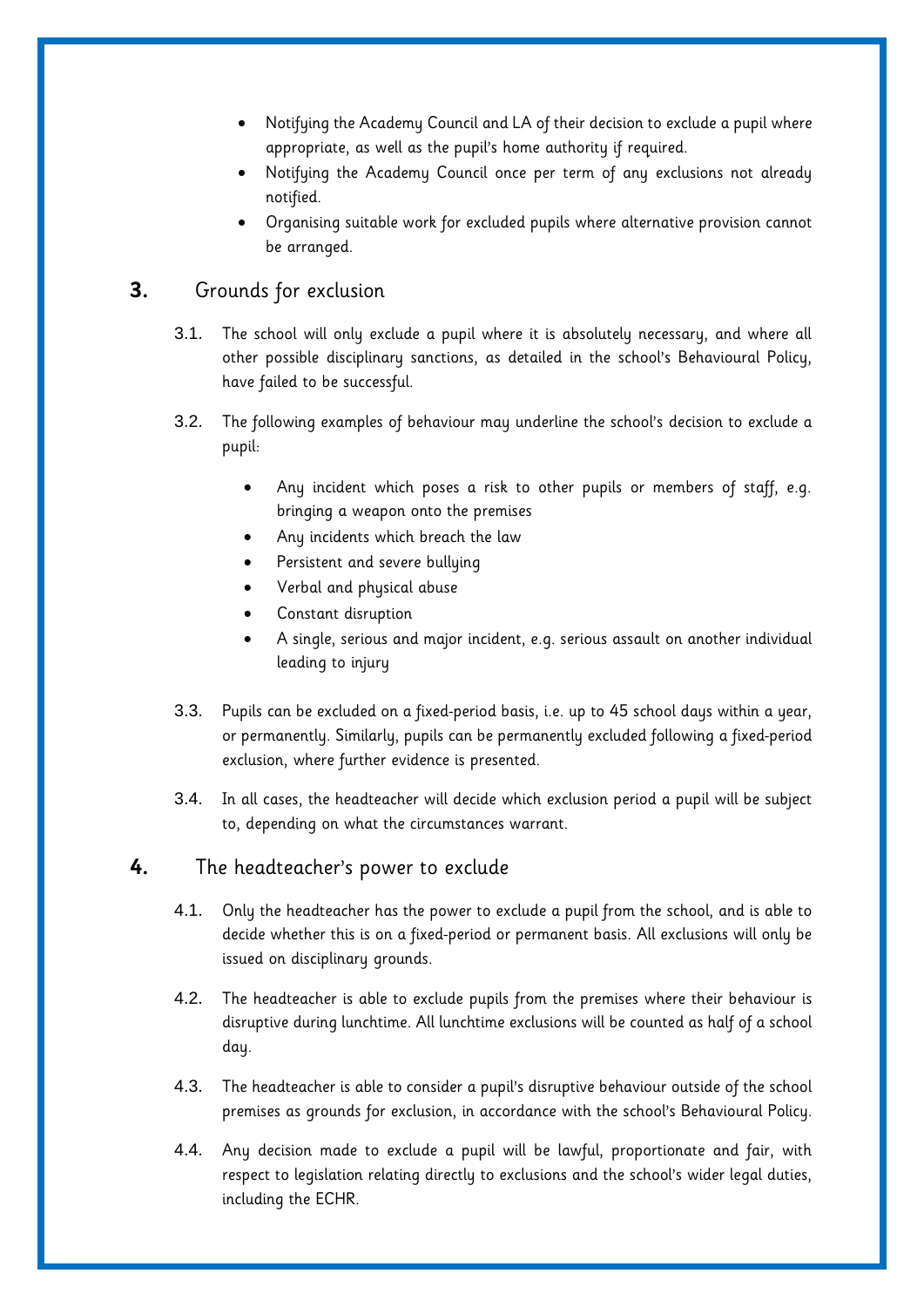- Notifying the Academy Council and LA of their decision to exclude a pupil where appropriate, as well as the pupil's home authority if required.
- Notifying the Academy Council once per term of any exclusions not already notified.
- Organising suitable work for excluded pupils where alternative provision cannot be arranged.

## 3. Grounds for exclusion

3.1. The school will only exclude a pupil where it is absolutely necessary, and where all other possible disciplinary sanctions, as detailed in the school's Behavioural Policy, have failed to be successful.

3.2. The following examples of behaviour may underline the school's decision to exclude a pupil:

- Any incident which poses a risk to other pupils or members of staff, e.g. bringing a weapon onto the premises
- Any incidents which breach the law
- Persistent and severe bullying
- Verbal and physical abuse
- Constant disruption
- A single, serious and major incident, e.g. serious assault on another individual leading to injury

3.3. Pupils can be excluded on a fixed-period basis, i.e. up to 45 school days within a year, or permanently. Similarly, pupils can be permanently excluded following a fixed-period exclusion, where further evidence is presented.

3.4. In all cases, the headteacher will decide which exclusion period a pupil will be subject to, depending on what the circumstances warrant.

## 4. The headteacher's power to exclude

4.1. Only the headteacher has the power to exclude a pupil from the school, and is able to decide whether this is on a fixed-period or permanent basis. All exclusions will only be issued on disciplinary grounds.

4.2. The headteacher is able to exclude pupils from the premises where their behaviour is disruptive during lunchtime. All lunchtime exclusions will be counted as half of a school day.

4.3. The headteacher is able to consider a pupil's disruptive behaviour outside of the school premises as grounds for exclusion, in accordance with the school's Behavioural Policy.

4.4. Any decision made to exclude a pupil will be lawful, proportionate and fair, with respect to legislation relating directly to exclusions and the school's wider legal duties, including the ECHR.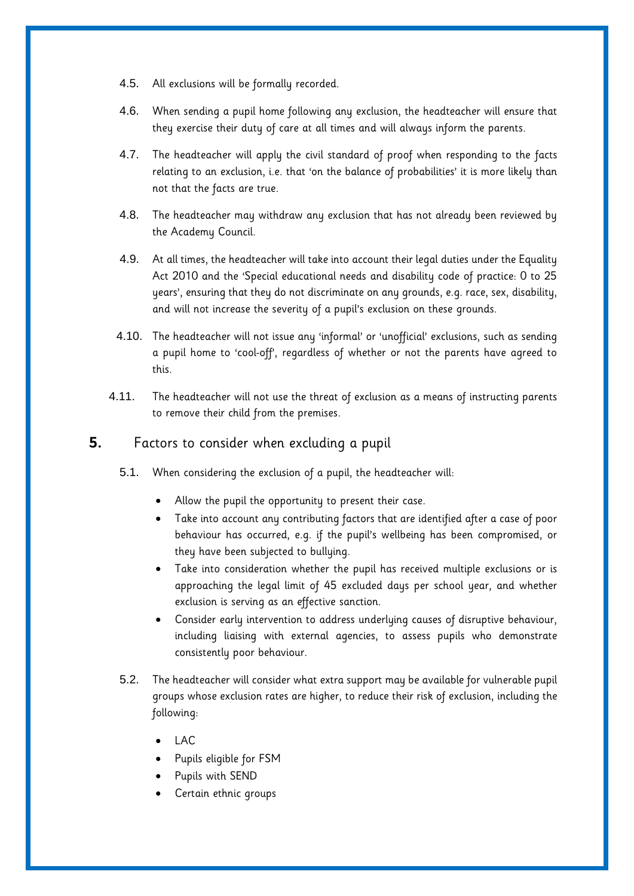4.5. All exclusions will be formally recorded.

4.6. When sending a pupil home following any exclusion, the headteacher will ensure that they exercise their duty of care at all times and will always inform the parents.

4.7. The headteacher will apply the civil standard of proof when responding to the facts relating to an exclusion, i.e. that 'on the balance of probabilities' it is more likely than not that the facts are true.

4.8. The headteacher may withdraw any exclusion that has not already been reviewed by the Academy Council.

4.9. At all times, the headteacher will take into account their legal duties under the Equality Act 2010 and the 'Special educational needs and disability code of practice: 0 to 25 years', ensuring that they do not discriminate on any grounds, e.g. race, sex, disability, and will not increase the severity of a pupil's exclusion on these grounds.

4.10. The headteacher will not issue any 'informal' or 'unofficial' exclusions, such as sending a pupil home to 'cool-off', regardless of whether or not the parents have agreed to this.

4.11. The headteacher will not use the threat of exclusion as a means of instructing parents to remove their child from the premises.

## 5. Factors to consider when excluding a pupil

5.1. When considering the exclusion of a pupil, the headteacher will:

- Allow the pupil the opportunity to present their case.
- Take into account any contributing factors that are identified after a case of poor behaviour has occurred, e.g. if the pupil's wellbeing has been compromised, or they have been subjected to bullying.
- Take into consideration whether the pupil has received multiple exclusions or is approaching the legal limit of 45 excluded days per school year, and whether exclusion is serving as an effective sanction.
- Consider early intervention to address underlying causes of disruptive behaviour, including liaising with external agencies, to assess pupils who demonstrate consistently poor behaviour.

5.2. The headteacher will consider what extra support may be available for vulnerable pupil groups whose exclusion rates are higher, to reduce their risk of exclusion, including the following:

- LAC
- Pupils eligible for FSM
- Pupils with SEND
- Certain ethnic groups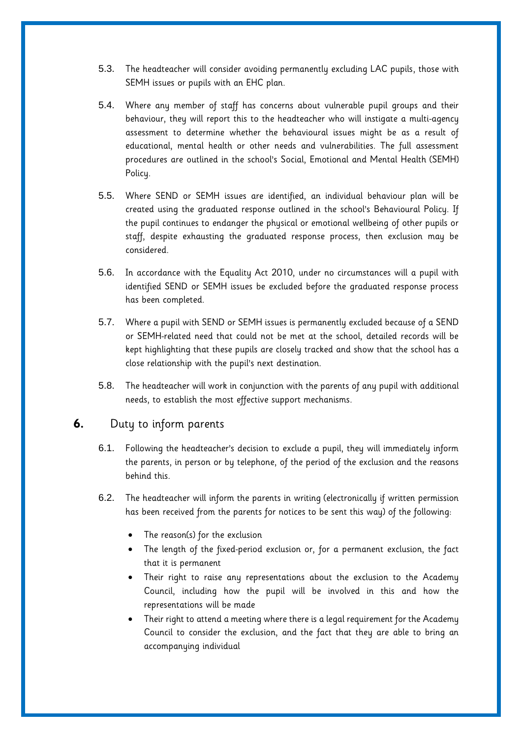5.3. The headteacher will consider avoiding permanently excluding LAC pupils, those with SEMH issues or pupils with an EHC plan.

5.4. Where any member of staff has concerns about vulnerable pupil groups and their behaviour, they will report this to the headteacher who will instigate a multi-agency assessment to determine whether the behavioural issues might be as a result of educational, mental health or other needs and vulnerabilities. The full assessment procedures are outlined in the school's Social, Emotional and Mental Health (SEMH) Policy.

5.5. Where SEND or SEMH issues are identified, an individual behaviour plan will be created using the graduated response outlined in the school's Behavioural Policy. If the pupil continues to endanger the physical or emotional wellbeing of other pupils or staff, despite exhausting the graduated response process, then exclusion may be considered.

5.6. In accordance with the Equality Act 2010, under no circumstances will a pupil with identified SEND or SEMH issues be excluded before the graduated response process has been completed.

5.7. Where a pupil with SEND or SEMH issues is permanently excluded because of a SEND or SEMH-related need that could not be met at the school, detailed records will be kept highlighting that these pupils are closely tracked and show that the school has a close relationship with the pupil's next destination.

5.8. The headteacher will work in conjunction with the parents of any pupil with additional needs, to establish the most effective support mechanisms.

## 6. Duty to inform parents

6.1. Following the headteacher's decision to exclude a pupil, they will immediately inform the parents, in person or by telephone, of the period of the exclusion and the reasons behind this.

6.2. The headteacher will inform the parents in writing (electronically if written permission has been received from the parents for notices to be sent this way) of the following:

- The reason(s) for the exclusion
- The length of the fixed-period exclusion or, for a permanent exclusion, the fact that it is permanent
- Their right to raise any representations about the exclusion to the Academy Council, including how the pupil will be involved in this and how the representations will be made
- Their right to attend a meeting where there is a legal requirement for the Academy Council to consider the exclusion, and the fact that they are able to bring an accompanying individual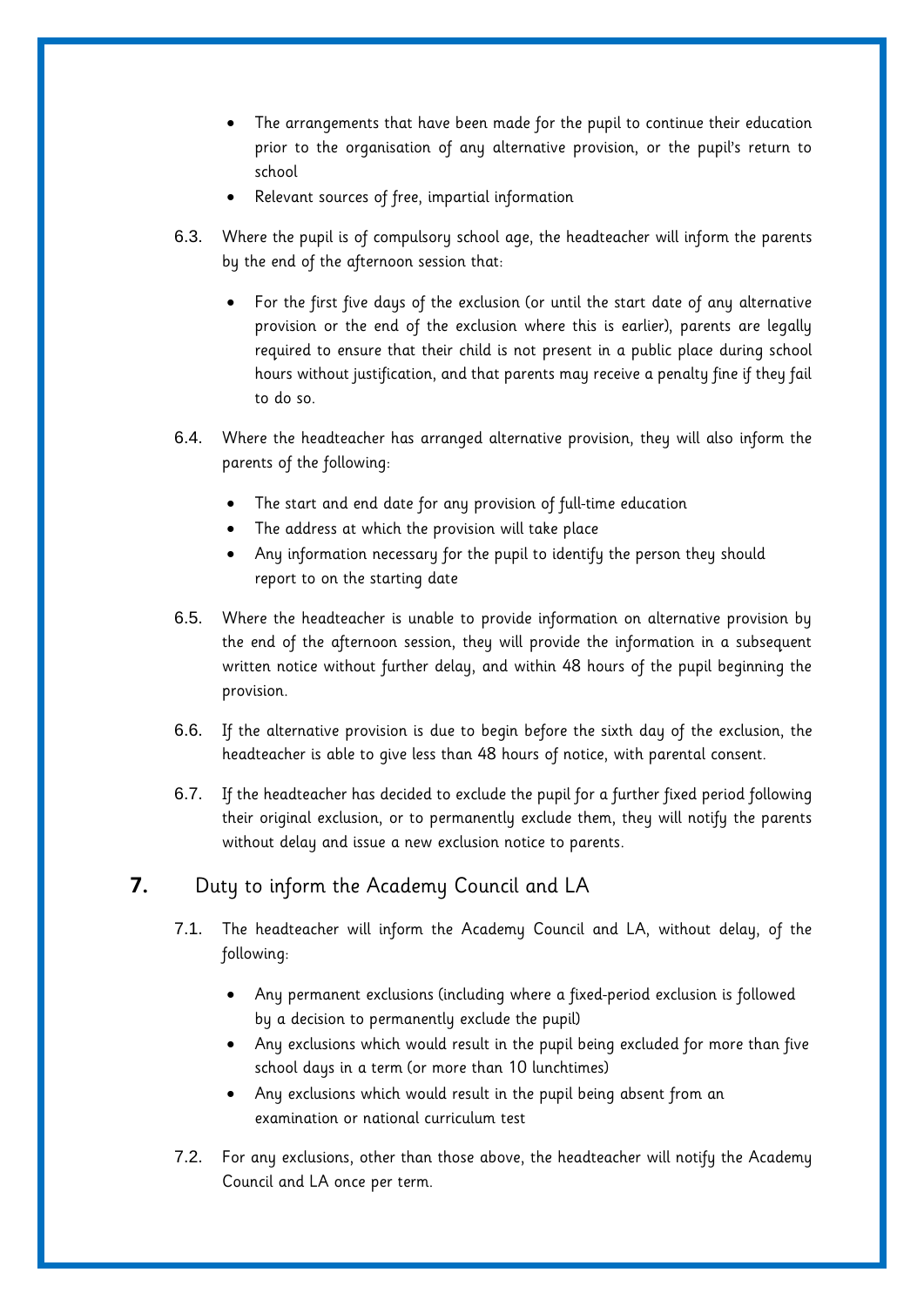- The arrangements that have been made for the pupil to continue their education prior to the organisation of any alternative provision, or the pupil's return to school
- Relevant sources of free, impartial information

6.3. Where the pupil is of compulsory school age, the headteacher will inform the parents by the end of the afternoon session that:

- For the first five days of the exclusion (or until the start date of any alternative provision or the end of the exclusion where this is earlier), parents are legally required to ensure that their child is not present in a public place during school hours without justification, and that parents may receive a penalty fine if they fail to do so.

6.4. Where the headteacher has arranged alternative provision, they will also inform the parents of the following:

- The start and end date for any provision of full-time education
- The address at which the provision will take place
- Any information necessary for the pupil to identify the person they should report to on the starting date

6.5. Where the headteacher is unable to provide information on alternative provision by the end of the afternoon session, they will provide the information in a subsequent written notice without further delay, and within 48 hours of the pupil beginning the provision.

6.6. If the alternative provision is due to begin before the sixth day of the exclusion, the headteacher is able to give less than 48 hours of notice, with parental consent.

6.7. If the headteacher has decided to exclude the pupil for a further fixed period following their original exclusion, or to permanently exclude them, they will notify the parents without delay and issue a new exclusion notice to parents.

## 7. Duty to inform the Academy Council and LA

7.1. The headteacher will inform the Academy Council and LA, without delay, of the following:

- Any permanent exclusions (including where a fixed-period exclusion is followed by a decision to permanently exclude the pupil)
- Any exclusions which would result in the pupil being excluded for more than five school days in a term (or more than 10 lunchtimes)
- Any exclusions which would result in the pupil being absent from an examination or national curriculum test

7.2. For any exclusions, other than those above, the headteacher will notify the Academy Council and LA once per term.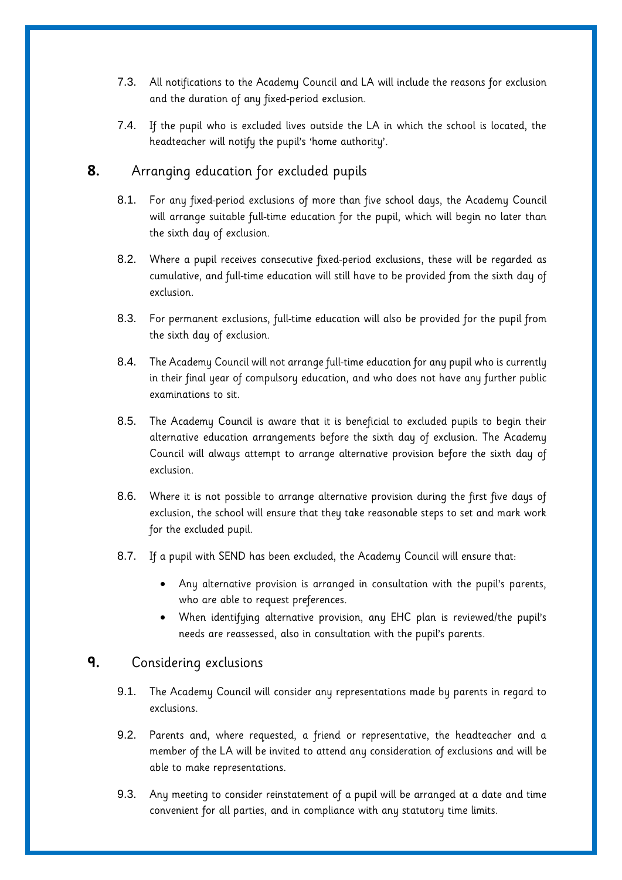7.3. All notifications to the Academy Council and LA will include the reasons for exclusion and the duration of any fixed-period exclusion.

7.4. If the pupil who is excluded lives outside the LA in which the school is located, the headteacher will notify the pupil's 'home authority'.

## 8. Arranging education for excluded pupils

8.1. For any fixed-period exclusions of more than five school days, the Academy Council will arrange suitable full-time education for the pupil, which will begin no later than the sixth day of exclusion.

8.2. Where a pupil receives consecutive fixed-period exclusions, these will be regarded as cumulative, and full-time education will still have to be provided from the sixth day of exclusion.

8.3. For permanent exclusions, full-time education will also be provided for the pupil from the sixth day of exclusion.

8.4. The Academy Council will not arrange full-time education for any pupil who is currently in their final year of compulsory education, and who does not have any further public examinations to sit.

8.5. The Academy Council is aware that it is beneficial to excluded pupils to begin their alternative education arrangements before the sixth day of exclusion. The Academy Council will always attempt to arrange alternative provision before the sixth day of exclusion.

8.6. Where it is not possible to arrange alternative provision during the first five days of exclusion, the school will ensure that they take reasonable steps to set and mark work for the excluded pupil.

8.7. If a pupil with SEND has been excluded, the Academy Council will ensure that:

- Any alternative provision is arranged in consultation with the pupil's parents, who are able to request preferences.
- When identifying alternative provision, any EHC plan is reviewed/the pupil's needs are reassessed, also in consultation with the pupil's parents.

## 9. Considering exclusions

9.1. The Academy Council will consider any representations made by parents in regard to exclusions.

9.2. Parents and, where requested, a friend or representative, the headteacher and a member of the LA will be invited to attend any consideration of exclusions and will be able to make representations.

9.3. Any meeting to consider reinstatement of a pupil will be arranged at a date and time convenient for all parties, and in compliance with any statutory time limits.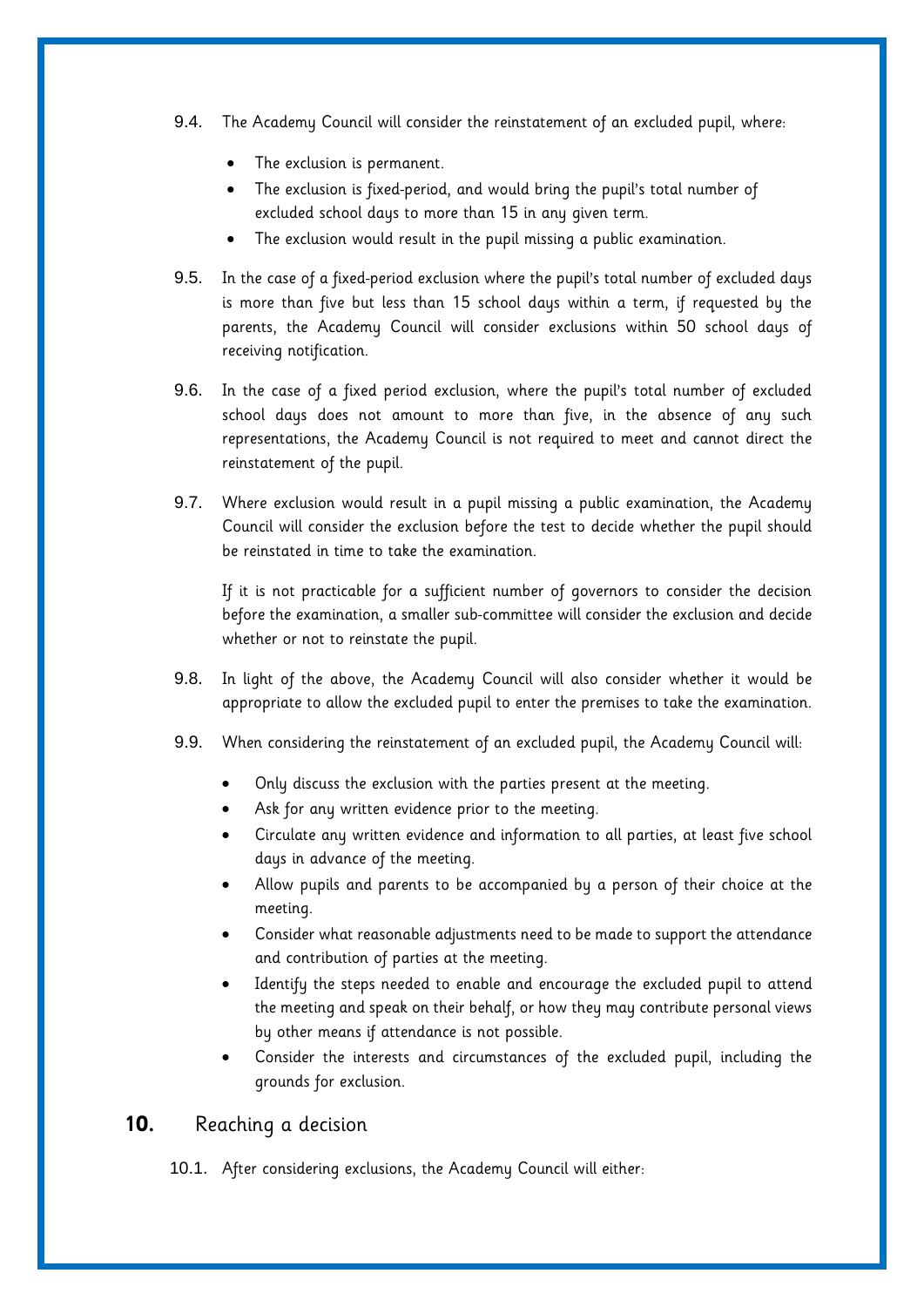9.4. The Academy Council will consider the reinstatement of an excluded pupil, where:

- The exclusion is permanent.
- The exclusion is fixed-period, and would bring the pupil's total number of excluded school days to more than 15 in any given term.
- The exclusion would result in the pupil missing a public examination.

9.5. In the case of a fixed-period exclusion where the pupil's total number of excluded days is more than five but less than 15 school days within a term, if requested by the parents, the Academy Council will consider exclusions within 50 school days of receiving notification.

9.6. In the case of a fixed period exclusion, where the pupil's total number of excluded school days does not amount to more than five, in the absence of any such representations, the Academy Council is not required to meet and cannot direct the reinstatement of the pupil.

9.7. Where exclusion would result in a pupil missing a public examination, the Academy Council will consider the exclusion before the test to decide whether the pupil should be reinstated in time to take the examination.

If it is not practicable for a sufficient number of governors to consider the decision before the examination, a smaller sub-committee will consider the exclusion and decide whether or not to reinstate the pupil.

9.8. In light of the above, the Academy Council will also consider whether it would be appropriate to allow the excluded pupil to enter the premises to take the examination.

9.9. When considering the reinstatement of an excluded pupil, the Academy Council will:

- Only discuss the exclusion with the parties present at the meeting.
- Ask for any written evidence prior to the meeting.
- Circulate any written evidence and information to all parties, at least five school days in advance of the meeting.
- Allow pupils and parents to be accompanied by a person of their choice at the meeting.
- Consider what reasonable adjustments need to be made to support the attendance and contribution of parties at the meeting.
- Identify the steps needed to enable and encourage the excluded pupil to attend the meeting and speak on their behalf, or how they may contribute personal views by other means if attendance is not possible.
- Consider the interests and circumstances of the excluded pupil, including the grounds for exclusion.

## 10. Reaching a decision

10.1. After considering exclusions, the Academy Council will either: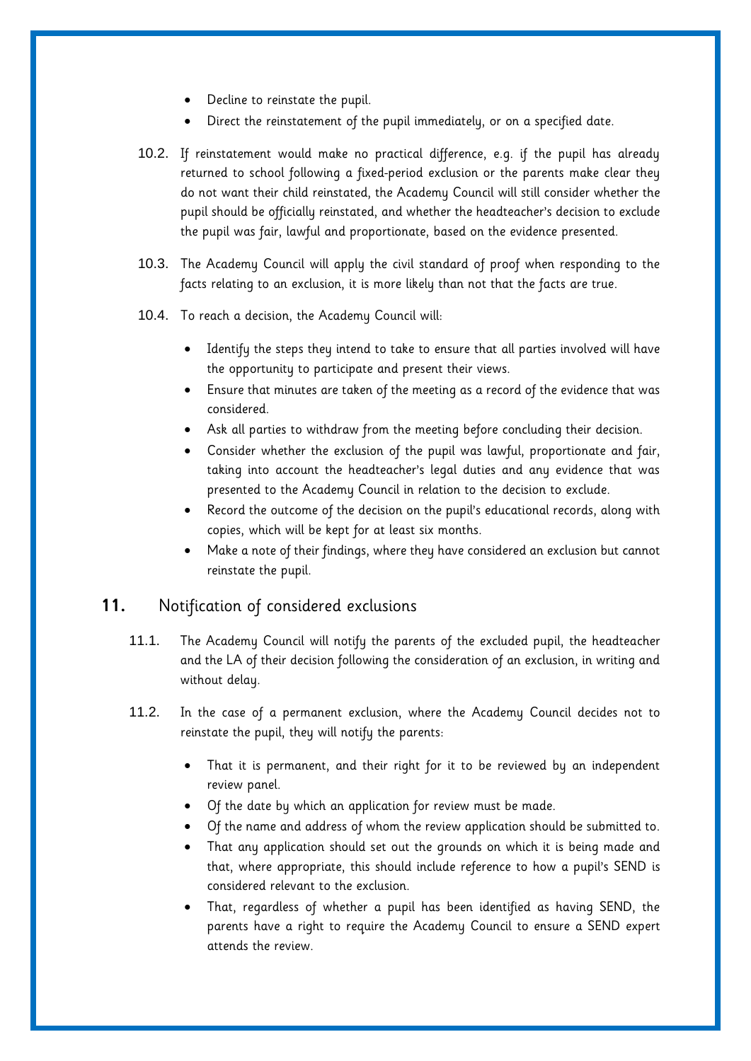- Decline to reinstate the pupil.
- Direct the reinstatement of the pupil immediately, or on a specified date.

10.2. If reinstatement would make no practical difference, e.g. if the pupil has already returned to school following a fixed-period exclusion or the parents make clear they do not want their child reinstated, the Academy Council will still consider whether the pupil should be officially reinstated, and whether the headteacher's decision to exclude the pupil was fair, lawful and proportionate, based on the evidence presented.

10.3. The Academy Council will apply the civil standard of proof when responding to the facts relating to an exclusion, it is more likely than not that the facts are true.

10.4. To reach a decision, the Academy Council will:

- Identify the steps they intend to take to ensure that all parties involved will have the opportunity to participate and present their views.
- Ensure that minutes are taken of the meeting as a record of the evidence that was considered.
- Ask all parties to withdraw from the meeting before concluding their decision.
- Consider whether the exclusion of the pupil was lawful, proportionate and fair, taking into account the headteacher's legal duties and any evidence that was presented to the Academy Council in relation to the decision to exclude.
- Record the outcome of the decision on the pupil's educational records, along with copies, which will be kept for at least six months.
- Make a note of their findings, where they have considered an exclusion but cannot reinstate the pupil.

## 11. Notification of considered exclusions

11.1. The Academy Council will notify the parents of the excluded pupil, the headteacher and the LA of their decision following the consideration of an exclusion, in writing and without delay.

11.2. In the case of a permanent exclusion, where the Academy Council decides not to reinstate the pupil, they will notify the parents:

- That it is permanent, and their right for it to be reviewed by an independent review panel.
- Of the date by which an application for review must be made.
- Of the name and address of whom the review application should be submitted to.
- That any application should set out the grounds on which it is being made and that, where appropriate, this should include reference to how a pupil's SEND is considered relevant to the exclusion.
- That, regardless of whether a pupil has been identified as having SEND, the parents have a right to require the Academy Council to ensure a SEND expert attends the review.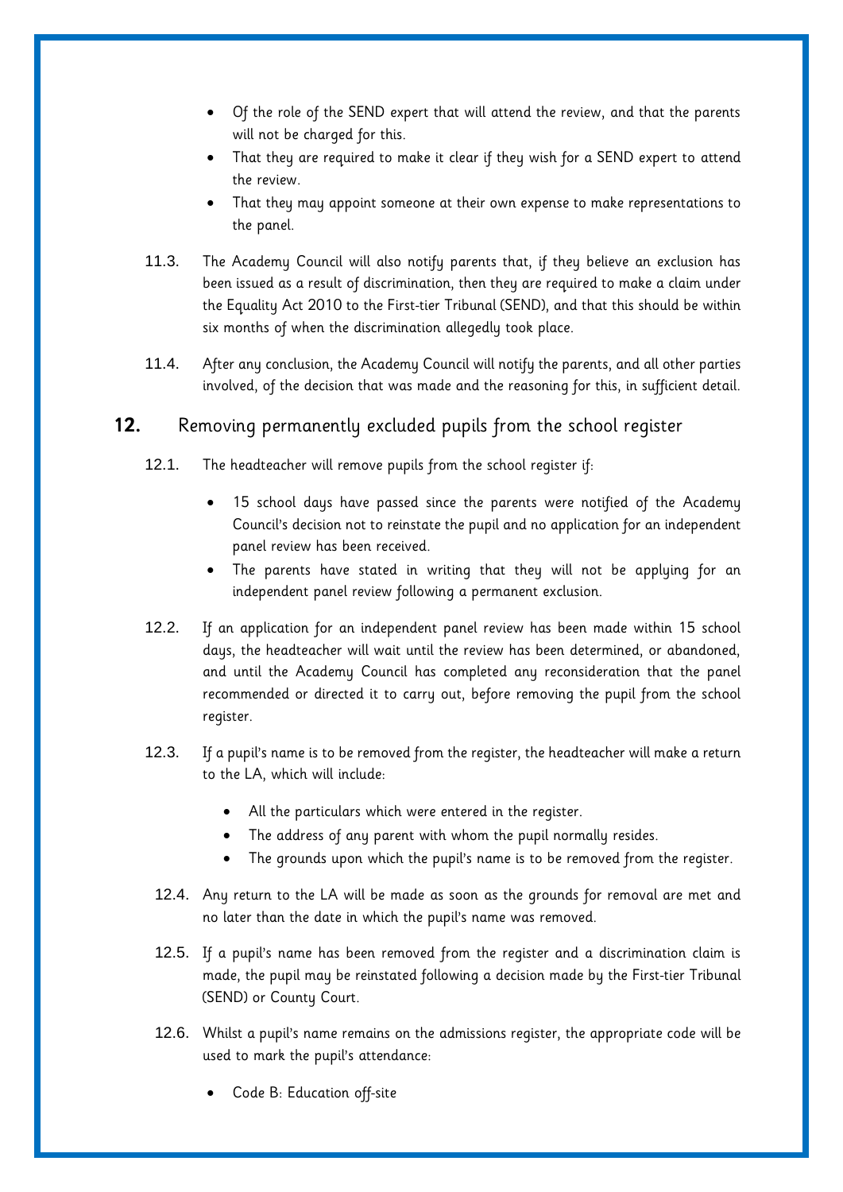- Of the role of the SEND expert that will attend the review, and that the parents will not be charged for this.
- That they are required to make it clear if they wish for a SEND expert to attend the review.
- That they may appoint someone at their own expense to make representations to the panel.

11.3. The Academy Council will also notify parents that, if they believe an exclusion has been issued as a result of discrimination, then they are required to make a claim under the Equality Act 2010 to the First-tier Tribunal (SEND), and that this should be within six months of when the discrimination allegedly took place.

11.4. After any conclusion, the Academy Council will notify the parents, and all other parties involved, of the decision that was made and the reasoning for this, in sufficient detail.

## 12. Removing permanently excluded pupils from the school register

12.1. The headteacher will remove pupils from the school register if:

- 15 school days have passed since the parents were notified of the Academy Council's decision not to reinstate the pupil and no application for an independent panel review has been received.
- The parents have stated in writing that they will not be applying for an independent panel review following a permanent exclusion.

12.2. If an application for an independent panel review has been made within 15 school days, the headteacher will wait until the review has been determined, or abandoned, and until the Academy Council has completed any reconsideration that the panel recommended or directed it to carry out, before removing the pupil from the school register.

12.3. If a pupil's name is to be removed from the register, the headteacher will make a return to the LA, which will include:

- All the particulars which were entered in the register.
- The address of any parent with whom the pupil normally resides.
- The grounds upon which the pupil's name is to be removed from the register.

12.4. Any return to the LA will be made as soon as the grounds for removal are met and no later than the date in which the pupil's name was removed.

12.5. If a pupil's name has been removed from the register and a discrimination claim is made, the pupil may be reinstated following a decision made by the First-tier Tribunal (SEND) or County Court.

12.6. Whilst a pupil's name remains on the admissions register, the appropriate code will be used to mark the pupil's attendance:

- Code B: Education off-site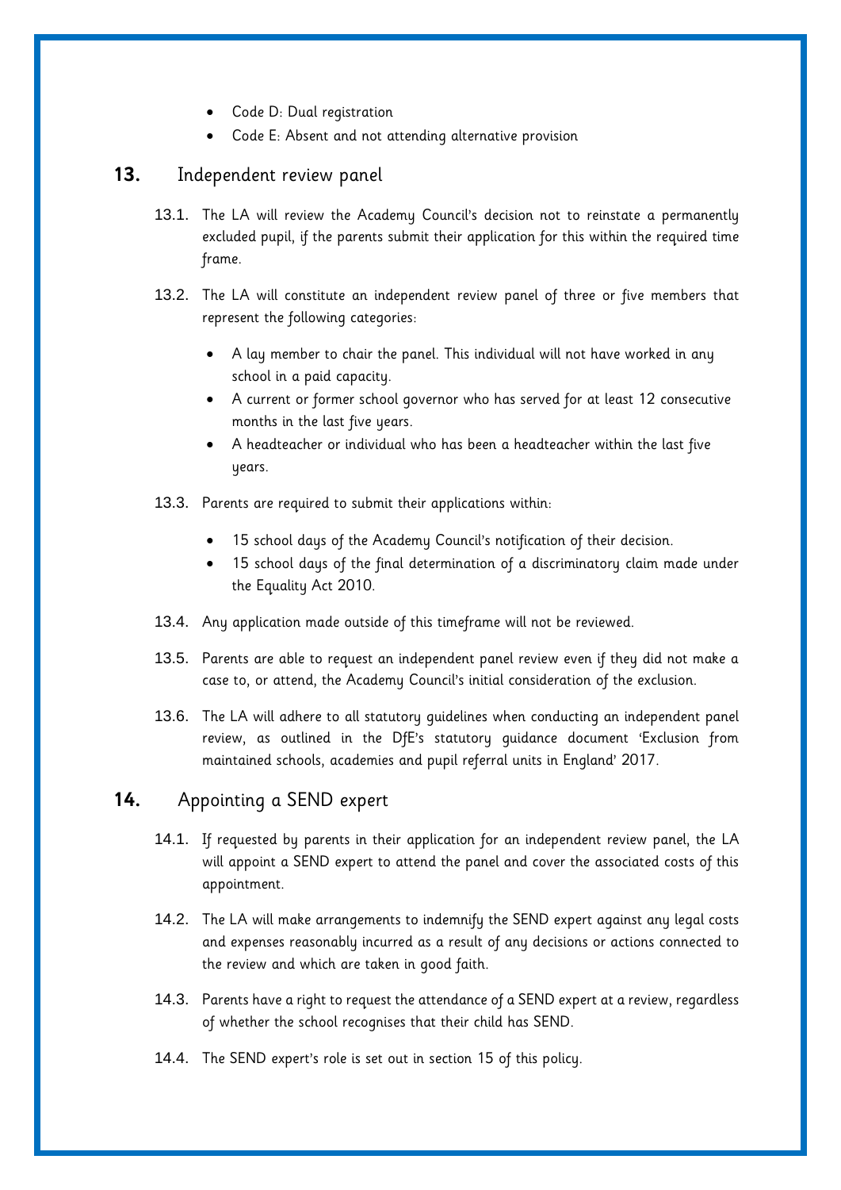- Code D: Dual registration
- Code E: Absent and not attending alternative provision

## 13. Independent review panel

13.1. The LA will review the Academy Council's decision not to reinstate a permanently excluded pupil, if the parents submit their application for this within the required time frame.

13.2. The LA will constitute an independent review panel of three or five members that represent the following categories:

- A lay member to chair the panel. This individual will not have worked in any school in a paid capacity.
- A current or former school governor who has served for at least 12 consecutive months in the last five years.
- A headteacher or individual who has been a headteacher within the last five years.

13.3. Parents are required to submit their applications within:

- 15 school days of the Academy Council's notification of their decision.
- 15 school days of the final determination of a discriminatory claim made under the Equality Act 2010.

13.4. Any application made outside of this timeframe will not be reviewed.

13.5. Parents are able to request an independent panel review even if they did not make a case to, or attend, the Academy Council's initial consideration of the exclusion.

13.6. The LA will adhere to all statutory guidelines when conducting an independent panel review, as outlined in the DfE's statutory guidance document 'Exclusion from maintained schools, academies and pupil referral units in England' 2017.

## 14. Appointing a SEND expert

14.1. If requested by parents in their application for an independent review panel, the LA will appoint a SEND expert to attend the panel and cover the associated costs of this appointment.

14.2. The LA will make arrangements to indemnify the SEND expert against any legal costs and expenses reasonably incurred as a result of any decisions or actions connected to the review and which are taken in good faith.

14.3. Parents have a right to request the attendance of a SEND expert at a review, regardless of whether the school recognises that their child has SEND.

14.4. The SEND expert's role is set out in section 15 of this policy.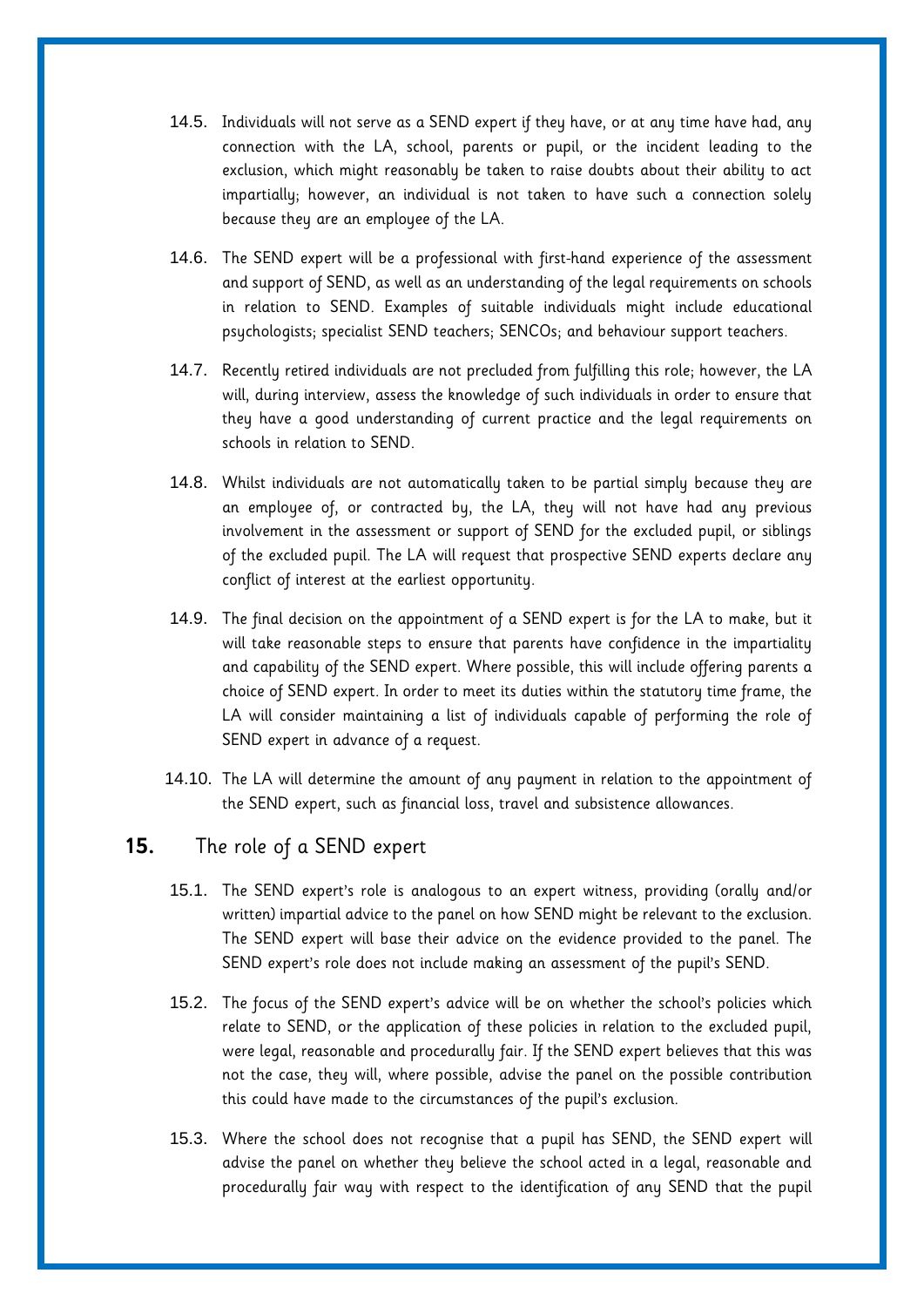14.5. Individuals will not serve as a SEND expert if they have, or at any time have had, any connection with the LA, school, parents or pupil, or the incident leading to the exclusion, which might reasonably be taken to raise doubts about their ability to act impartially; however, an individual is not taken to have such a connection solely because they are an employee of the LA.

14.6. The SEND expert will be a professional with first-hand experience of the assessment and support of SEND, as well as an understanding of the legal requirements on schools in relation to SEND. Examples of suitable individuals might include educational psychologists; specialist SEND teachers; SENCOs; and behaviour support teachers.

14.7. Recently retired individuals are not precluded from fulfilling this role; however, the LA will, during interview, assess the knowledge of such individuals in order to ensure that they have a good understanding of current practice and the legal requirements on schools in relation to SEND.

14.8. Whilst individuals are not automatically taken to be partial simply because they are an employee of, or contracted by, the LA, they will not have had any previous involvement in the assessment or support of SEND for the excluded pupil, or siblings of the excluded pupil. The LA will request that prospective SEND experts declare any conflict of interest at the earliest opportunity.

14.9. The final decision on the appointment of a SEND expert is for the LA to make, but it will take reasonable steps to ensure that parents have confidence in the impartiality and capability of the SEND expert. Where possible, this will include offering parents a choice of SEND expert. In order to meet its duties within the statutory time frame, the LA will consider maintaining a list of individuals capable of performing the role of SEND expert in advance of a request.

14.10. The LA will determine the amount of any payment in relation to the appointment of the SEND expert, such as financial loss, travel and subsistence allowances.

## 15. The role of a SEND expert

15.1. The SEND expert's role is analogous to an expert witness, providing (orally and/or written) impartial advice to the panel on how SEND might be relevant to the exclusion. The SEND expert will base their advice on the evidence provided to the panel. The SEND expert's role does not include making an assessment of the pupil's SEND.

15.2. The focus of the SEND expert's advice will be on whether the school's policies which relate to SEND, or the application of these policies in relation to the excluded pupil, were legal, reasonable and procedurally fair. If the SEND expert believes that this was not the case, they will, where possible, advise the panel on the possible contribution this could have made to the circumstances of the pupil's exclusion.

15.3. Where the school does not recognise that a pupil has SEND, the SEND expert will advise the panel on whether they believe the school acted in a legal, reasonable and procedurally fair way with respect to the identification of any SEND that the pupil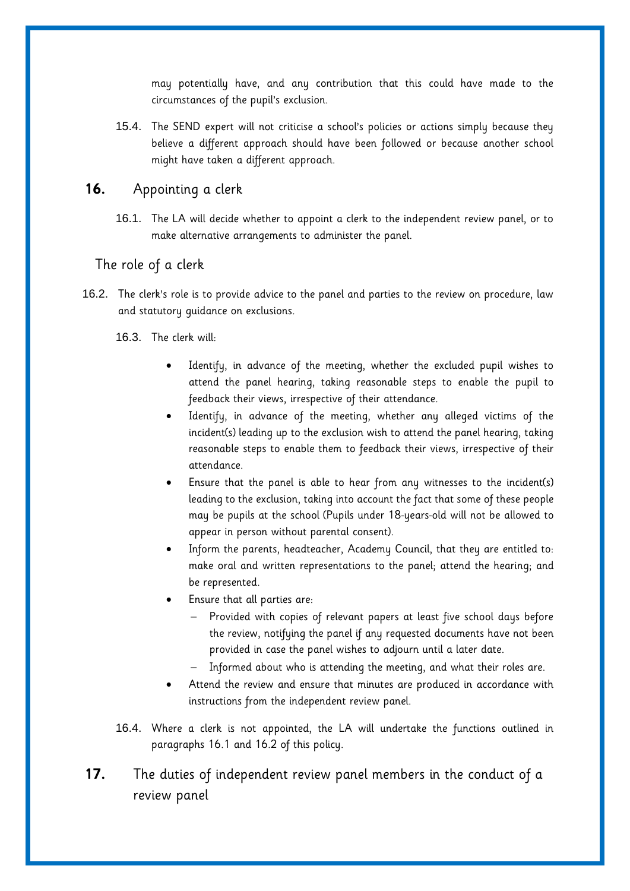may potentially have, and any contribution that this could have made to the circumstances of the pupil's exclusion.

15.4. The SEND expert will not criticise a school's policies or actions simply because they believe a different approach should have been followed or because another school might have taken a different approach.

## 16. Appointing a clerk

16.1. The LA will decide whether to appoint a clerk to the independent review panel, or to make alternative arrangements to administer the panel.

### The role of a clerk

16.2. The clerk's role is to provide advice to the panel and parties to the review on procedure, law and statutory guidance on exclusions.

16.3. The clerk will:

- Identify, in advance of the meeting, whether the excluded pupil wishes to attend the panel hearing, taking reasonable steps to enable the pupil to feedback their views, irrespective of their attendance.
- Identify, in advance of the meeting, whether any alleged victims of the incident(s) leading up to the exclusion wish to attend the panel hearing, taking reasonable steps to enable them to feedback their views, irrespective of their attendance.
- Ensure that the panel is able to hear from any witnesses to the incident(s) leading to the exclusion, taking into account the fact that some of these people may be pupils at the school (Pupils under 18-years-old will not be allowed to appear in person without parental consent).
- Inform the parents, headteacher, Academy Council, that they are entitled to: make oral and written representations to the panel; attend the hearing; and be represented.
- Ensure that all parties are:
  - Provided with copies of relevant papers at least five school days before the review, notifying the panel if any requested documents have not been provided in case the panel wishes to adjourn until a later date.
  - Informed about who is attending the meeting, and what their roles are.
- Attend the review and ensure that minutes are produced in accordance with instructions from the independent review panel.

16.4. Where a clerk is not appointed, the LA will undertake the functions outlined in paragraphs 16.1 and 16.2 of this policy.

## 17. The duties of independent review panel members in the conduct of a review panel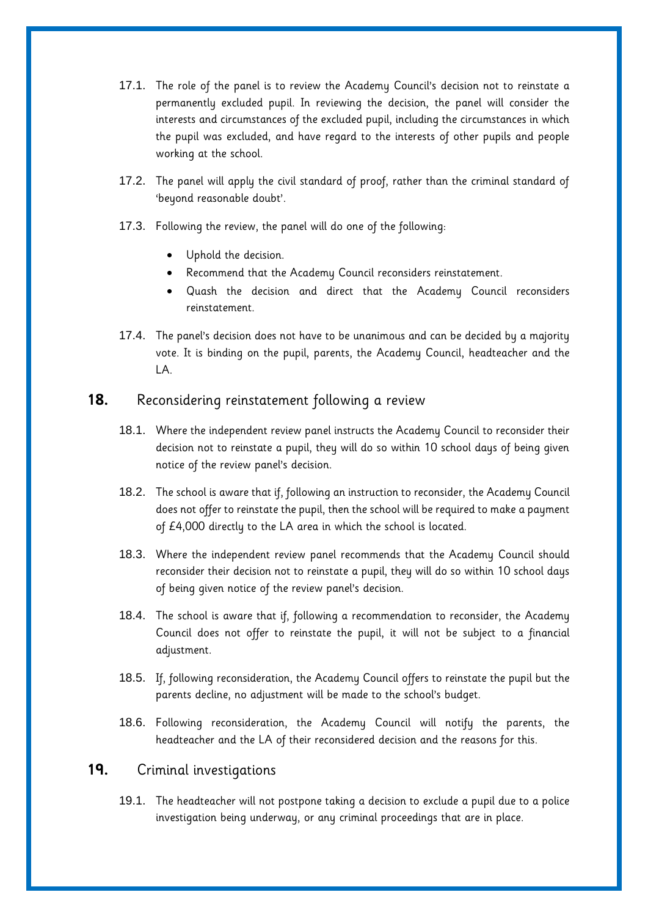17.1. The role of the panel is to review the Academy Council's decision not to reinstate a permanently excluded pupil. In reviewing the decision, the panel will consider the interests and circumstances of the excluded pupil, including the circumstances in which the pupil was excluded, and have regard to the interests of other pupils and people working at the school.

17.2. The panel will apply the civil standard of proof, rather than the criminal standard of 'beyond reasonable doubt'.

17.3. Following the review, the panel will do one of the following:

- Uphold the decision.
- Recommend that the Academy Council reconsiders reinstatement.
- Quash the decision and direct that the Academy Council reconsiders reinstatement.

17.4. The panel's decision does not have to be unanimous and can be decided by a majority vote. It is binding on the pupil, parents, the Academy Council, headteacher and the LA.

## 18. Reconsidering reinstatement following a review

18.1. Where the independent review panel instructs the Academy Council to reconsider their decision not to reinstate a pupil, they will do so within 10 school days of being given notice of the review panel's decision.

18.2. The school is aware that if, following an instruction to reconsider, the Academy Council does not offer to reinstate the pupil, then the school will be required to make a payment of £4,000 directly to the LA area in which the school is located.

18.3. Where the independent review panel recommends that the Academy Council should reconsider their decision not to reinstate a pupil, they will do so within 10 school days of being given notice of the review panel's decision.

18.4. The school is aware that if, following a recommendation to reconsider, the Academy Council does not offer to reinstate the pupil, it will not be subject to a financial adjustment.

18.5. If, following reconsideration, the Academy Council offers to reinstate the pupil but the parents decline, no adjustment will be made to the school's budget.

18.6. Following reconsideration, the Academy Council will notify the parents, the headteacher and the LA of their reconsidered decision and the reasons for this.

## 19. Criminal investigations

19.1. The headteacher will not postpone taking a decision to exclude a pupil due to a police investigation being underway, or any criminal proceedings that are in place.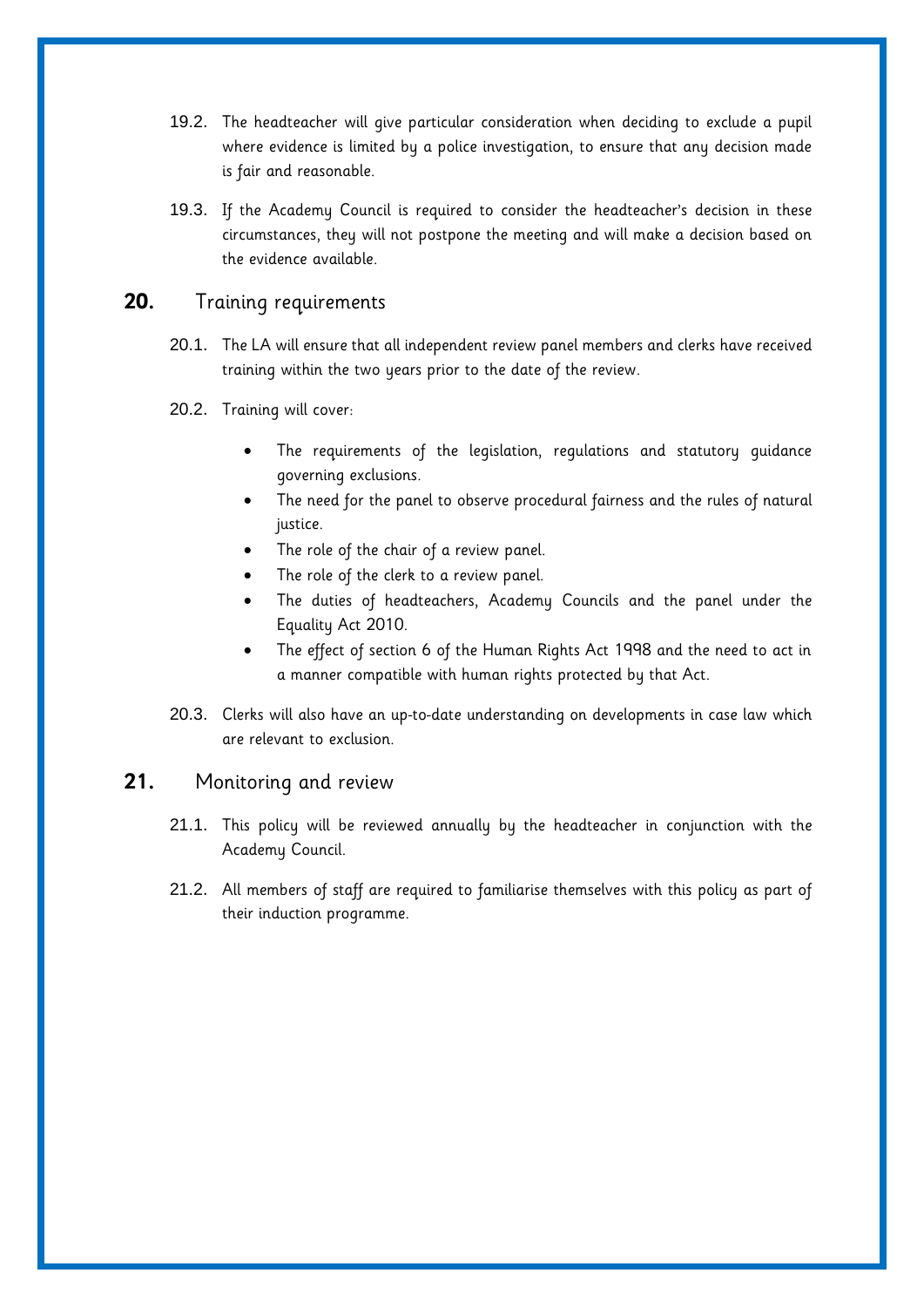19.2. The headteacher will give particular consideration when deciding to exclude a pupil where evidence is limited by a police investigation, to ensure that any decision made is fair and reasonable.

19.3. If the Academy Council is required to consider the headteacher's decision in these circumstances, they will not postpone the meeting and will make a decision based on the evidence available.

## 20. Training requirements

20.1. The LA will ensure that all independent review panel members and clerks have received training within the two years prior to the date of the review.

20.2. Training will cover:

- The requirements of the legislation, regulations and statutory guidance governing exclusions.
- The need for the panel to observe procedural fairness and the rules of natural justice.
- The role of the chair of a review panel.
- The role of the clerk to a review panel.
- The duties of headteachers, Academy Councils and the panel under the Equality Act 2010.
- The effect of section 6 of the Human Rights Act 1998 and the need to act in a manner compatible with human rights protected by that Act.

20.3. Clerks will also have an up-to-date understanding on developments in case law which are relevant to exclusion.

## 21. Monitoring and review

21.1. This policy will be reviewed annually by the headteacher in conjunction with the Academy Council.

21.2. All members of staff are required to familiarise themselves with this policy as part of their induction programme.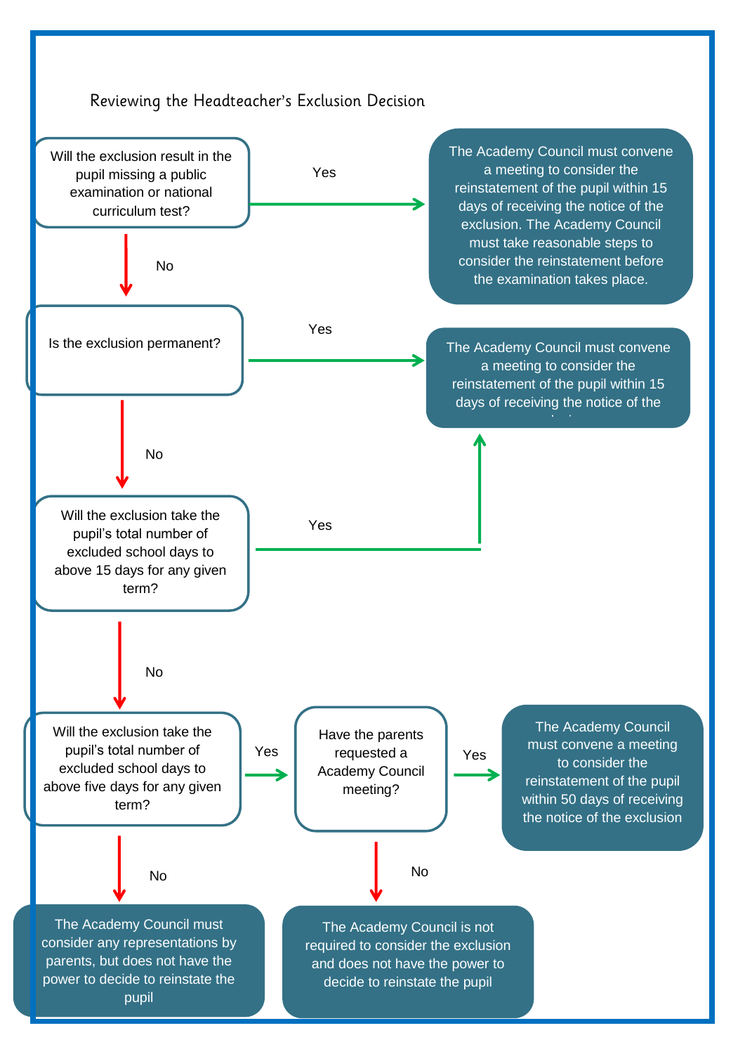## Reviewing the Headteacher's Exclusion Decision

**Will the exclusion result in the pupil missing a public examination or national curriculum test?**

- **Yes** → The Academy Council must convene a meeting to consider the reinstatement of the pupil within 15 days of receiving the notice of the exclusion. The Academy Council must take reasonable steps to consider the reinstatement before the examination takes place.
- **No** → Is the exclusion permanent?

**Is the exclusion permanent?**

- **Yes** → The Academy Council must convene a meeting to consider the reinstatement of the pupil within 15 days of receiving the notice of the exclusion
- **No** → Will the exclusion take the pupil's total number of excluded school days to above 15 days for any given term?

**Will the exclusion take the pupil's total number of excluded school days to above 15 days for any given term?**

- **Yes** → The Academy Council must convene a meeting to consider the reinstatement of the pupil within 15 days of receiving the notice of the exclusion
- **No** → Will the exclusion take the pupil's total number of excluded school days to above five days for any given term?

**Will the exclusion take the pupil's total number of excluded school days to above five days for any given term?**

- **Yes** → Have the parents requested a Academy Council meeting?
- **No** → The Academy Council must consider any representations by parents, but does not have the power to decide to reinstate the pupil

**Have the parents requested a Academy Council meeting?**

- **Yes** → The Academy Council must convene a meeting to consider the reinstatement of the pupil within 50 days of receiving the notice of the exclusion
- **No** → The Academy Council is not required to consider the exclusion and does not have the power to decide to reinstate the pupil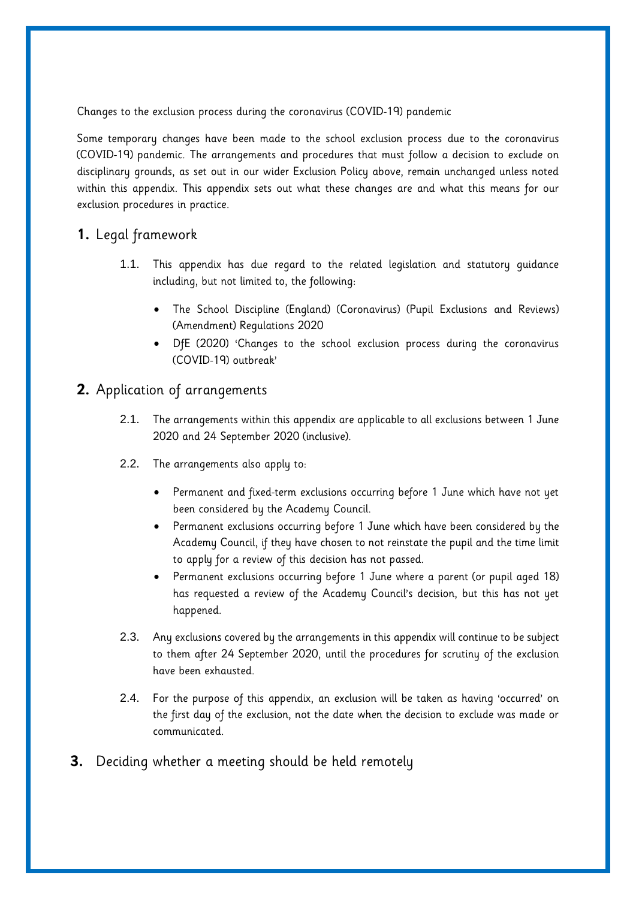Changes to the exclusion process during the coronavirus (COVID-19) pandemic

Some temporary changes have been made to the school exclusion process due to the coronavirus (COVID-19) pandemic. The arrangements and procedures that must follow a decision to exclude on disciplinary grounds, as set out in our wider Exclusion Policy above, remain unchanged unless noted within this appendix. This appendix sets out what these changes are and what this means for our exclusion procedures in practice.

## 1. Legal framework

1.1. This appendix has due regard to the related legislation and statutory guidance including, but not limited to, the following:

- The School Discipline (England) (Coronavirus) (Pupil Exclusions and Reviews) (Amendment) Regulations 2020
- DfE (2020) 'Changes to the school exclusion process during the coronavirus (COVID-19) outbreak'

## 2. Application of arrangements

2.1. The arrangements within this appendix are applicable to all exclusions between 1 June 2020 and 24 September 2020 (inclusive).

2.2. The arrangements also apply to:

- Permanent and fixed-term exclusions occurring before 1 June which have not yet been considered by the Academy Council.
- Permanent exclusions occurring before 1 June which have been considered by the Academy Council, if they have chosen to not reinstate the pupil and the time limit to apply for a review of this decision has not passed.
- Permanent exclusions occurring before 1 June where a parent (or pupil aged 18) has requested a review of the Academy Council's decision, but this has not yet happened.

2.3. Any exclusions covered by the arrangements in this appendix will continue to be subject to them after 24 September 2020, until the procedures for scrutiny of the exclusion have been exhausted.

2.4. For the purpose of this appendix, an exclusion will be taken as having 'occurred' on the first day of the exclusion, not the date when the decision to exclude was made or communicated.

## 3. Deciding whether a meeting should be held remotely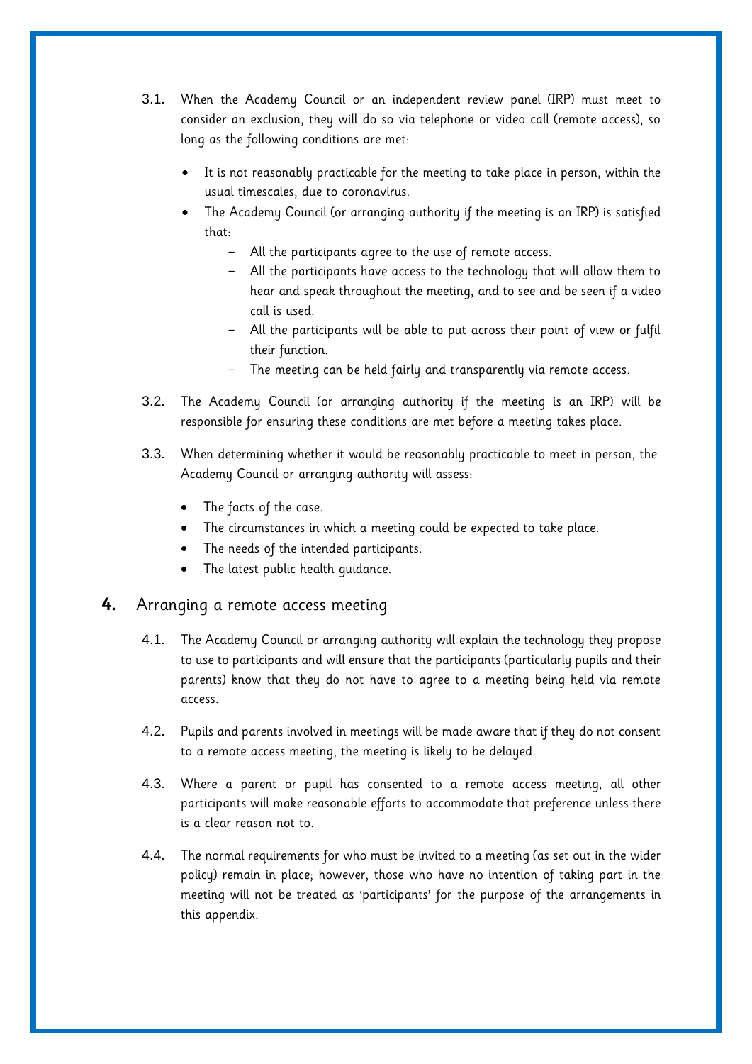3.1. When the Academy Council or an independent review panel (IRP) must meet to consider an exclusion, they will do so via telephone or video call (remote access), so long as the following conditions are met:

- It is not reasonably practicable for the meeting to take place in person, within the usual timescales, due to coronavirus.
- The Academy Council (or arranging authority if the meeting is an IRP) is satisfied that:
  - All the participants agree to the use of remote access.
  - All the participants have access to the technology that will allow them to hear and speak throughout the meeting, and to see and be seen if a video call is used.
  - All the participants will be able to put across their point of view or fulfil their function.
  - The meeting can be held fairly and transparently via remote access.

3.2. The Academy Council (or arranging authority if the meeting is an IRP) will be responsible for ensuring these conditions are met before a meeting takes place.

3.3. When determining whether it would be reasonably practicable to meet in person, the Academy Council or arranging authority will assess:

- The facts of the case.
- The circumstances in which a meeting could be expected to take place.
- The needs of the intended participants.
- The latest public health guidance.

## 4. Arranging a remote access meeting

4.1. The Academy Council or arranging authority will explain the technology they propose to use to participants and will ensure that the participants (particularly pupils and their parents) know that they do not have to agree to a meeting being held via remote access.

4.2. Pupils and parents involved in meetings will be made aware that if they do not consent to a remote access meeting, the meeting is likely to be delayed.

4.3. Where a parent or pupil has consented to a remote access meeting, all other participants will make reasonable efforts to accommodate that preference unless there is a clear reason not to.

4.4. The normal requirements for who must be invited to a meeting (as set out in the wider policy) remain in place; however, those who have no intention of taking part in the meeting will not be treated as 'participants' for the purpose of the arrangements in this appendix.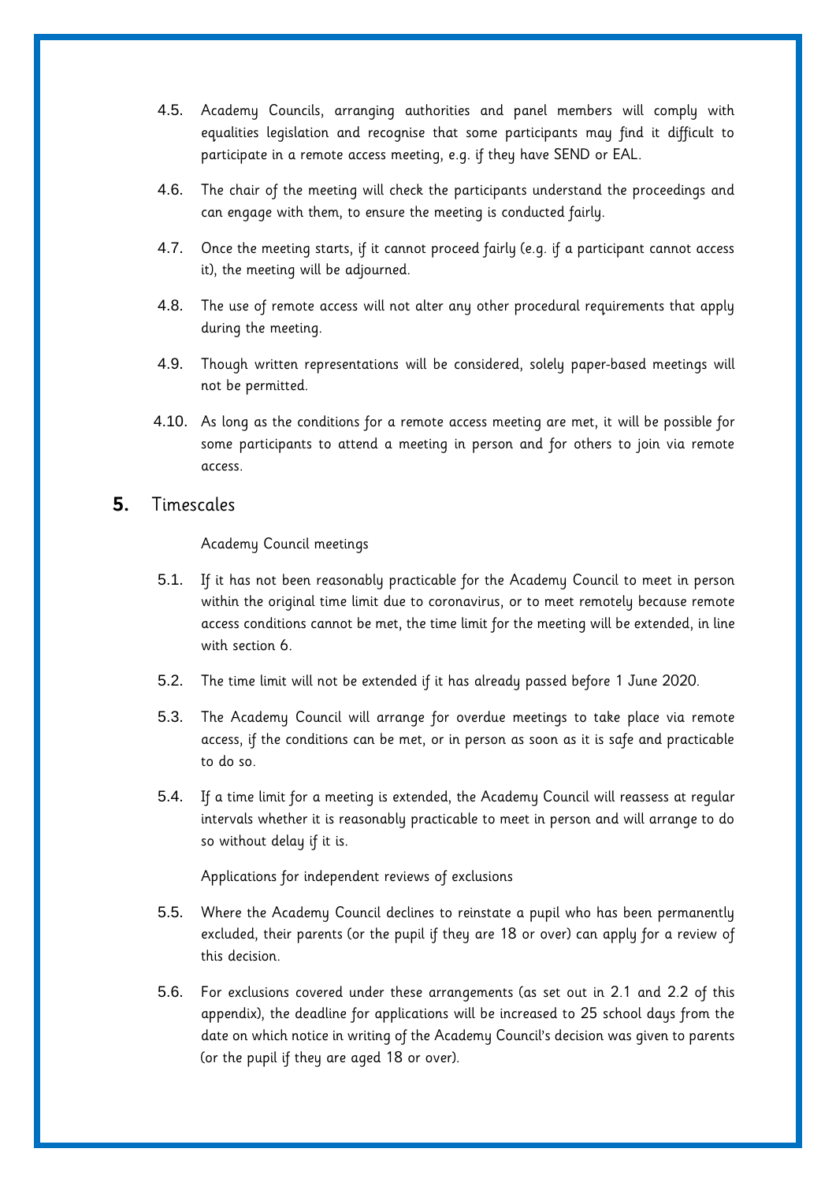4.5. Academy Councils, arranging authorities and panel members will comply with equalities legislation and recognise that some participants may find it difficult to participate in a remote access meeting, e.g. if they have SEND or EAL.

4.6. The chair of the meeting will check the participants understand the proceedings and can engage with them, to ensure the meeting is conducted fairly.

4.7. Once the meeting starts, if it cannot proceed fairly (e.g. if a participant cannot access it), the meeting will be adjourned.

4.8. The use of remote access will not alter any other procedural requirements that apply during the meeting.

4.9. Though written representations will be considered, solely paper-based meetings will not be permitted.

4.10. As long as the conditions for a remote access meeting are met, it will be possible for some participants to attend a meeting in person and for others to join via remote access.

## 5. Timescales

Academy Council meetings

5.1. If it has not been reasonably practicable for the Academy Council to meet in person within the original time limit due to coronavirus, or to meet remotely because remote access conditions cannot be met, the time limit for the meeting will be extended, in line with section 6.

5.2. The time limit will not be extended if it has already passed before 1 June 2020.

5.3. The Academy Council will arrange for overdue meetings to take place via remote access, if the conditions can be met, or in person as soon as it is safe and practicable to do so.

5.4. If a time limit for a meeting is extended, the Academy Council will reassess at regular intervals whether it is reasonably practicable to meet in person and will arrange to do so without delay if it is.

Applications for independent reviews of exclusions

5.5. Where the Academy Council declines to reinstate a pupil who has been permanently excluded, their parents (or the pupil if they are 18 or over) can apply for a review of this decision.

5.6. For exclusions covered under these arrangements (as set out in 2.1 and 2.2 of this appendix), the deadline for applications will be increased to 25 school days from the date on which notice in writing of the Academy Council's decision was given to parents (or the pupil if they are aged 18 or over).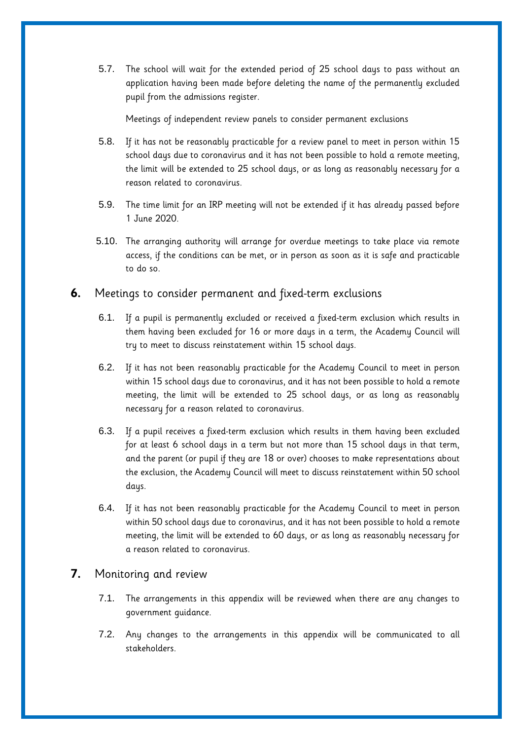5.7. The school will wait for the extended period of 25 school days to pass without an application having been made before deleting the name of the permanently excluded pupil from the admissions register.

Meetings of independent review panels to consider permanent exclusions

5.8. If it has not be reasonably practicable for a review panel to meet in person within 15 school days due to coronavirus and it has not been possible to hold a remote meeting, the limit will be extended to 25 school days, or as long as reasonably necessary for a reason related to coronavirus.

5.9. The time limit for an IRP meeting will not be extended if it has already passed before 1 June 2020.

5.10. The arranging authority will arrange for overdue meetings to take place via remote access, if the conditions can be met, or in person as soon as it is safe and practicable to do so.

## 6. Meetings to consider permanent and fixed-term exclusions

6.1. If a pupil is permanently excluded or received a fixed-term exclusion which results in them having been excluded for 16 or more days in a term, the Academy Council will try to meet to discuss reinstatement within 15 school days.

6.2. If it has not been reasonably practicable for the Academy Council to meet in person within 15 school days due to coronavirus, and it has not been possible to hold a remote meeting, the limit will be extended to 25 school days, or as long as reasonably necessary for a reason related to coronavirus.

6.3. If a pupil receives a fixed-term exclusion which results in them having been excluded for at least 6 school days in a term but not more than 15 school days in that term, and the parent (or pupil if they are 18 or over) chooses to make representations about the exclusion, the Academy Council will meet to discuss reinstatement within 50 school days.

6.4. If it has not been reasonably practicable for the Academy Council to meet in person within 50 school days due to coronavirus, and it has not been possible to hold a remote meeting, the limit will be extended to 60 days, or as long as reasonably necessary for a reason related to coronavirus.

## 7. Monitoring and review

7.1. The arrangements in this appendix will be reviewed when there are any changes to government guidance.

7.2. Any changes to the arrangements in this appendix will be communicated to all stakeholders.